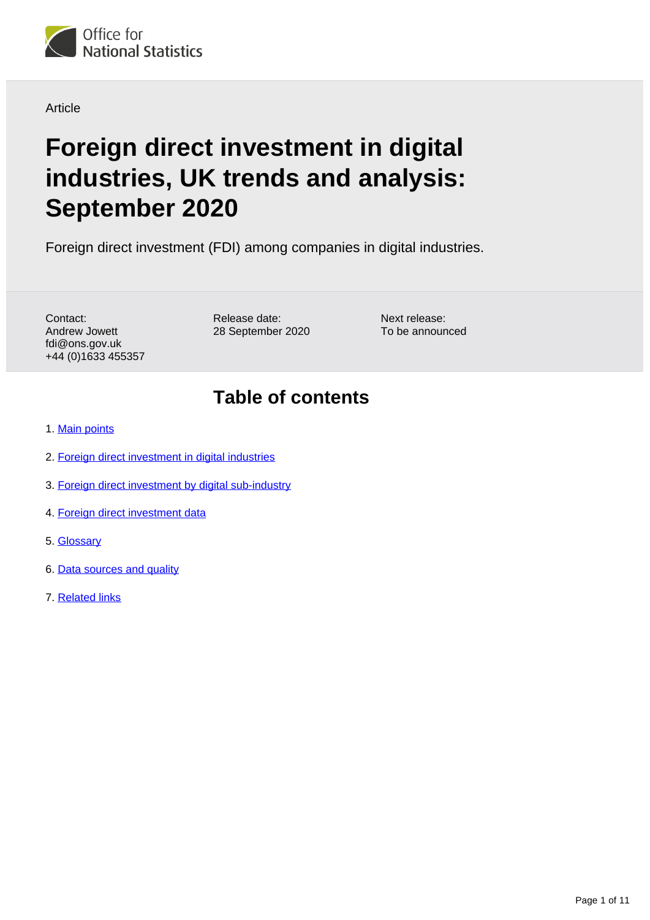Office for National Statistics

Article

# Foreign direct investment in digital industries, UK trends and analysis: September 2020

Foreign direct investment (FDI) among companies in digital industries.

Contact:
Andrew Jowett
fdi@ons.gov.uk
+44 (0)1633 455357

Release date:
28 September 2020

Next release:
To be announced

## Table of contents

1. Main points
2. Foreign direct investment in digital industries
3. Foreign direct investment by digital sub-industry
4. Foreign direct investment data
5. Glossary
6. Data sources and quality
7. Related links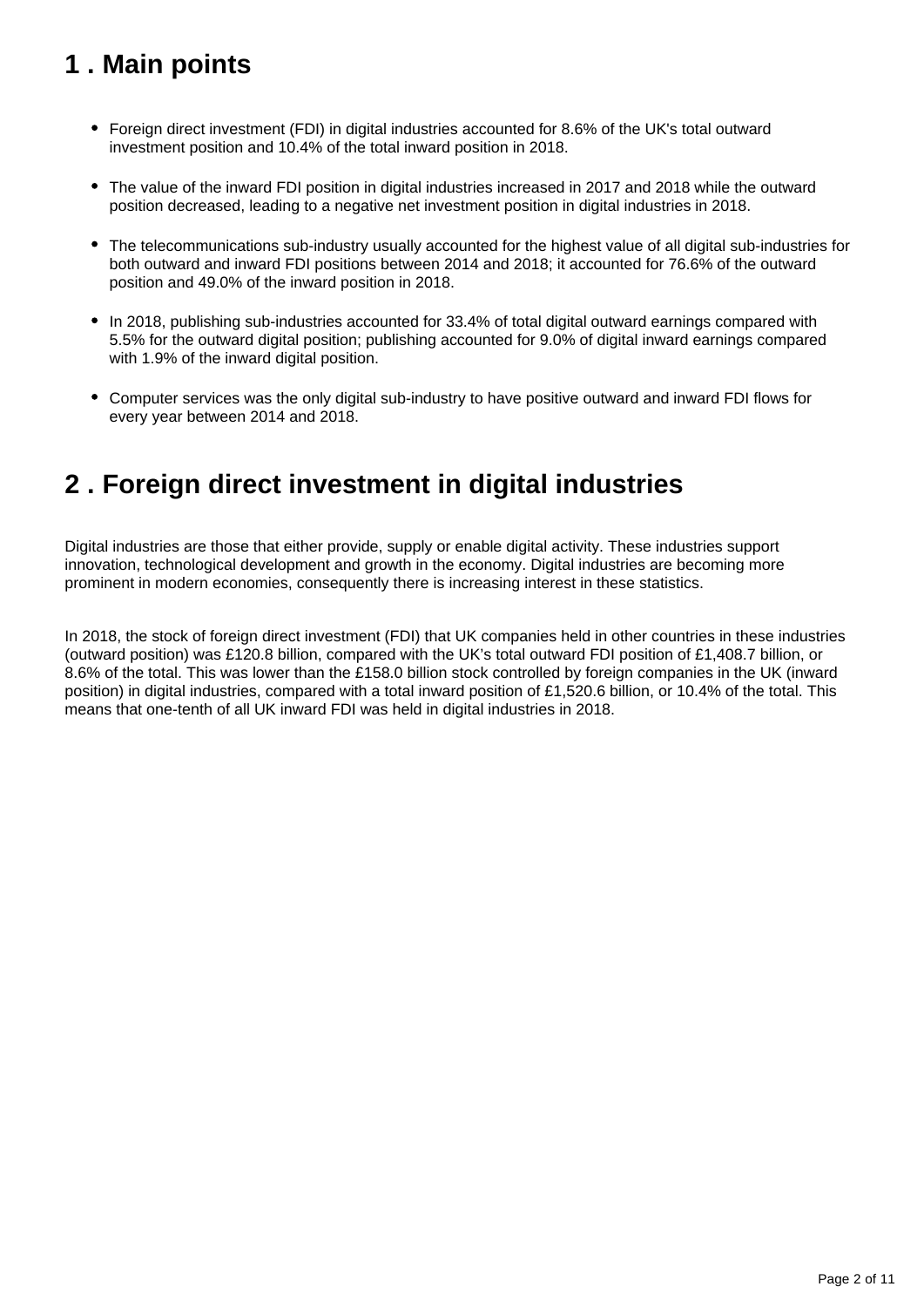## 1 . Main points

- Foreign direct investment (FDI) in digital industries accounted for 8.6% of the UK's total outward investment position and 10.4% of the total inward position in 2018.
- The value of the inward FDI position in digital industries increased in 2017 and 2018 while the outward position decreased, leading to a negative net investment position in digital industries in 2018.
- The telecommunications sub-industry usually accounted for the highest value of all digital sub-industries for both outward and inward FDI positions between 2014 and 2018; it accounted for 76.6% of the outward position and 49.0% of the inward position in 2018.
- In 2018, publishing sub-industries accounted for 33.4% of total digital outward earnings compared with 5.5% for the outward digital position; publishing accounted for 9.0% of digital inward earnings compared with 1.9% of the inward digital position.
- Computer services was the only digital sub-industry to have positive outward and inward FDI flows for every year between 2014 and 2018.

## 2 . Foreign direct investment in digital industries

Digital industries are those that either provide, supply or enable digital activity. These industries support innovation, technological development and growth in the economy. Digital industries are becoming more prominent in modern economies, consequently there is increasing interest in these statistics.

In 2018, the stock of foreign direct investment (FDI) that UK companies held in other countries in these industries (outward position) was £120.8 billion, compared with the UK's total outward FDI position of £1,408.7 billion, or 8.6% of the total. This was lower than the £158.0 billion stock controlled by foreign companies in the UK (inward position) in digital industries, compared with a total inward position of £1,520.6 billion, or 10.4% of the total. This means that one-tenth of all UK inward FDI was held in digital industries in 2018.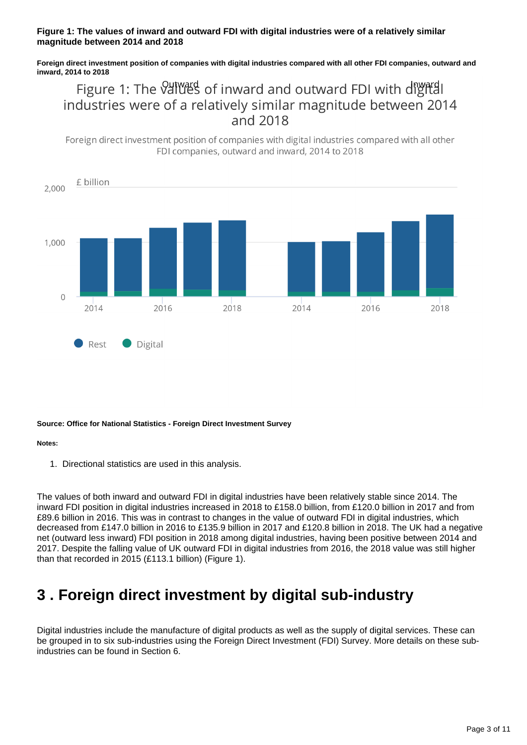**Figure 1: The values of inward and outward FDI with digital industries were of a relatively similar magnitude between 2014 and 2018**

**Foreign direct investment position of companies with digital industries compared with all other FDI companies, outward and inward, 2014 to 2018**

Figure 1: The values of inward and outward FDI with digital industries were of a relatively similar magnitude between 2014 and 2018

Foreign direct investment position of companies with digital industries compared with all other FDI companies, outward and inward, 2014 to 2018

**Source: Office for National Statistics - Foreign Direct Investment Survey**

**Notes:**

1. Directional statistics are used in this analysis.

The values of both inward and outward FDI in digital industries have been relatively stable since 2014. The inward FDI position in digital industries increased in 2018 to £158.0 billion, from £120.0 billion in 2017 and from £89.6 billion in 2016. This was in contrast to changes in the value of outward FDI in digital industries, which decreased from £147.0 billion in 2016 to £135.9 billion in 2017 and £120.8 billion in 2018. The UK had a negative net (outward less inward) FDI position in 2018 among digital industries, having been positive between 2014 and 2017. Despite the falling value of UK outward FDI in digital industries from 2016, the 2018 value was still higher than that recorded in 2015 (£113.1 billion) (Figure 1).

# 3 . Foreign direct investment by digital sub-industry

Digital industries include the manufacture of digital products as well as the supply of digital services. These can be grouped in to six sub-industries using the Foreign Direct Investment (FDI) Survey. More details on these sub-industries can be found in Section 6.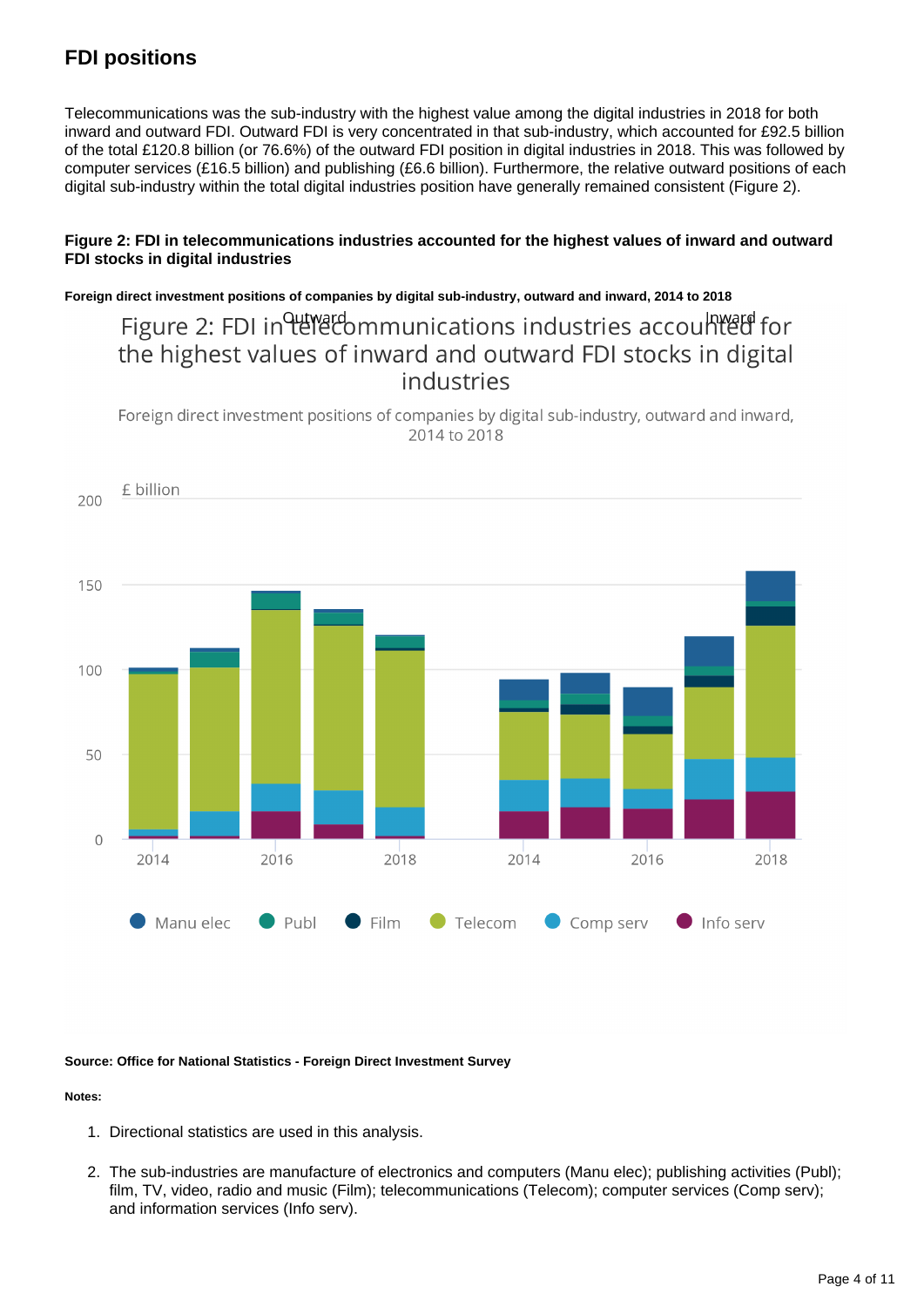## FDI positions

Telecommunications was the sub-industry with the highest value among the digital industries in 2018 for both inward and outward FDI. Outward FDI is very concentrated in that sub-industry, which accounted for £92.5 billion of the total £120.8 billion (or 76.6%) of the outward FDI position in digital industries in 2018. This was followed by computer services (£16.5 billion) and publishing (£6.6 billion). Furthermore, the relative outward positions of each digital sub-industry within the total digital industries position have generally remained consistent (Figure 2).

#### Figure 2: FDI in telecommunications industries accounted for the highest values of inward and outward FDI stocks in digital industries

##### Foreign direct investment positions of companies by digital sub-industry, outward and inward, 2014 to 2018

Outward | Inward

Figure 2: FDI in telecommunications industries accounted for the highest values of inward and outward FDI stocks in digital industries

Foreign direct investment positions of companies by digital sub-industry, outward and inward, 2014 to 2018

£ billion

200, 150, 100, 50, 0

2014, 2016, 2018, 2014, 2016, 2018

Manu elec, Publ, Film, Telecom, Comp serv, Info serv

**Source: Office for National Statistics - Foreign Direct Investment Survey**

**Notes:**

1. Directional statistics are used in this analysis.
2. The sub-industries are manufacture of electronics and computers (Manu elec); publishing activities (Publ); film, TV, video, radio and music (Film); telecommunications (Telecom); computer services (Comp serv); and information services (Info serv).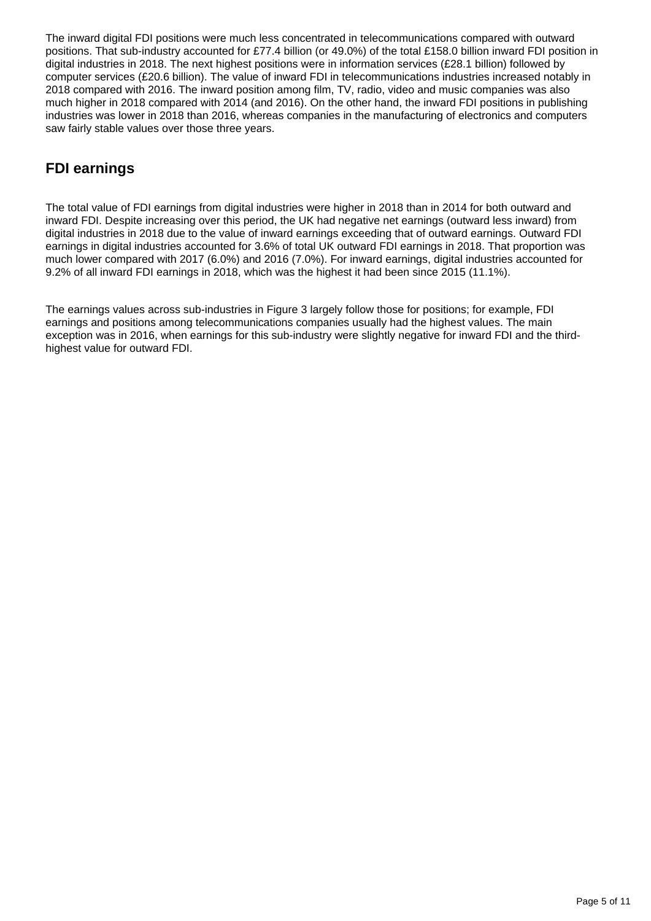The inward digital FDI positions were much less concentrated in telecommunications compared with outward positions. That sub-industry accounted for £77.4 billion (or 49.0%) of the total £158.0 billion inward FDI position in digital industries in 2018. The next highest positions were in information services (£28.1 billion) followed by computer services (£20.6 billion). The value of inward FDI in telecommunications industries increased notably in 2018 compared with 2016. The inward position among film, TV, radio, video and music companies was also much higher in 2018 compared with 2014 (and 2016). On the other hand, the inward FDI positions in publishing industries was lower in 2018 than 2016, whereas companies in the manufacturing of electronics and computers saw fairly stable values over those three years.

## FDI earnings

The total value of FDI earnings from digital industries were higher in 2018 than in 2014 for both outward and inward FDI. Despite increasing over this period, the UK had negative net earnings (outward less inward) from digital industries in 2018 due to the value of inward earnings exceeding that of outward earnings. Outward FDI earnings in digital industries accounted for 3.6% of total UK outward FDI earnings in 2018. That proportion was much lower compared with 2017 (6.0%) and 2016 (7.0%). For inward earnings, digital industries accounted for 9.2% of all inward FDI earnings in 2018, which was the highest it had been since 2015 (11.1%).

The earnings values across sub-industries in Figure 3 largely follow those for positions; for example, FDI earnings and positions among telecommunications companies usually had the highest values. The main exception was in 2016, when earnings for this sub-industry were slightly negative for inward FDI and the third-highest value for outward FDI.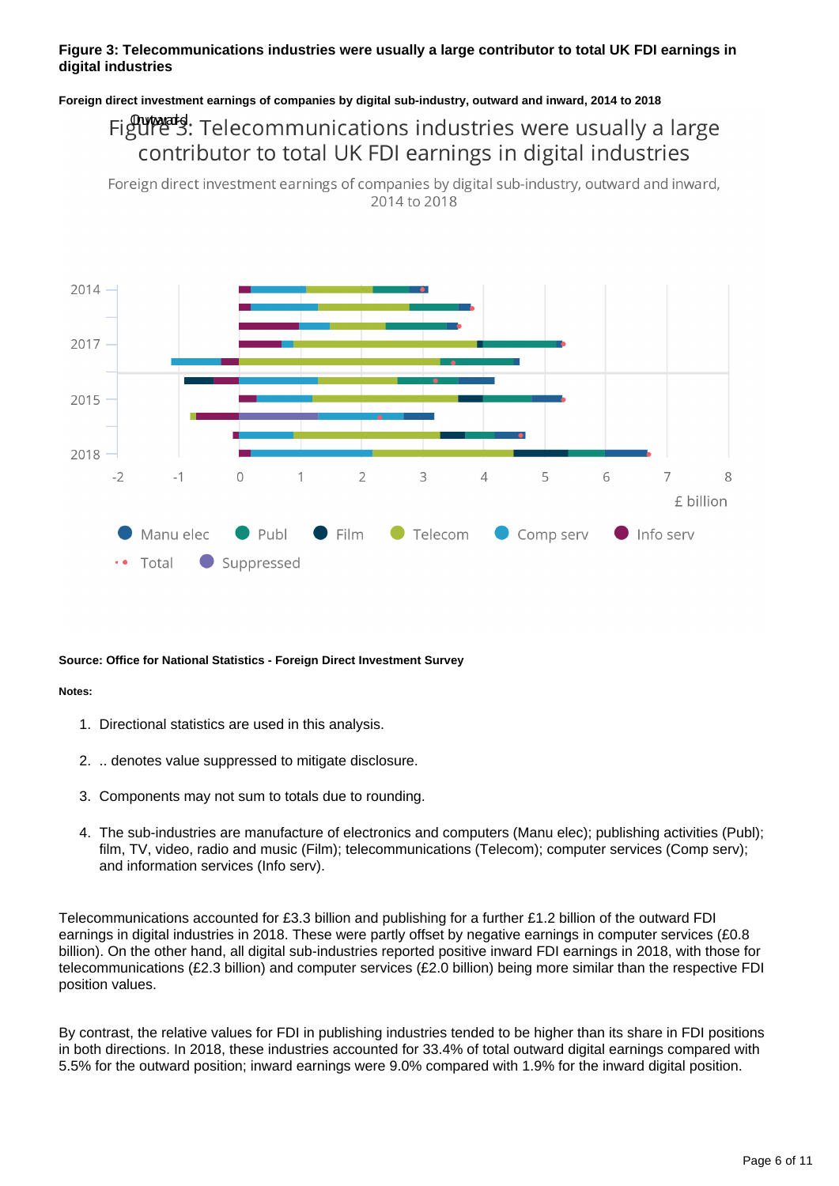**Figure 3: Telecommunications industries were usually a large contributor to total UK FDI earnings in digital industries**

**Foreign direct investment earnings of companies by digital sub-industry, outward and inward, 2014 to 2018**

**Source: Office for National Statistics - Foreign Direct Investment Survey**

**Notes:**

1. Directional statistics are used in this analysis.
2. .. denotes value suppressed to mitigate disclosure.
3. Components may not sum to totals due to rounding.
4. The sub-industries are manufacture of electronics and computers (Manu elec); publishing activities (Publ); film, TV, video, radio and music (Film); telecommunications (Telecom); computer services (Comp serv); and information services (Info serv).

Telecommunications accounted for £3.3 billion and publishing for a further £1.2 billion of the outward FDI earnings in digital industries in 2018. These were partly offset by negative earnings in computer services (£0.8 billion). On the other hand, all digital sub-industries reported positive inward FDI earnings in 2018, with those for telecommunications (£2.3 billion) and computer services (£2.0 billion) being more similar than the respective FDI position values.

By contrast, the relative values for FDI in publishing industries tended to be higher than its share in FDI positions in both directions. In 2018, these industries accounted for 33.4% of total outward digital earnings compared with 5.5% for the outward position; inward earnings were 9.0% compared with 1.9% for the inward digital position.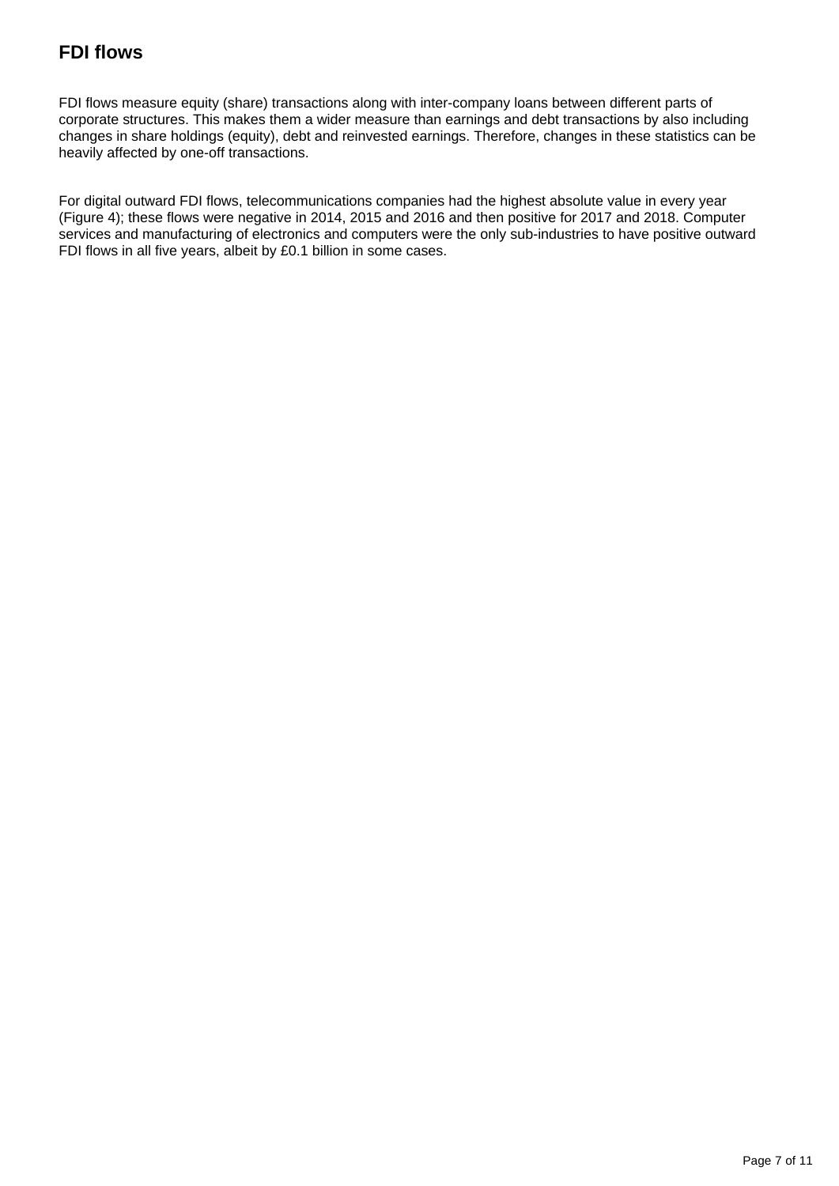## FDI flows

FDI flows measure equity (share) transactions along with inter-company loans between different parts of corporate structures. This makes them a wider measure than earnings and debt transactions by also including changes in share holdings (equity), debt and reinvested earnings. Therefore, changes in these statistics can be heavily affected by one-off transactions.

For digital outward FDI flows, telecommunications companies had the highest absolute value in every year (Figure 4); these flows were negative in 2014, 2015 and 2016 and then positive for 2017 and 2018. Computer services and manufacturing of electronics and computers were the only sub-industries to have positive outward FDI flows in all five years, albeit by £0.1 billion in some cases.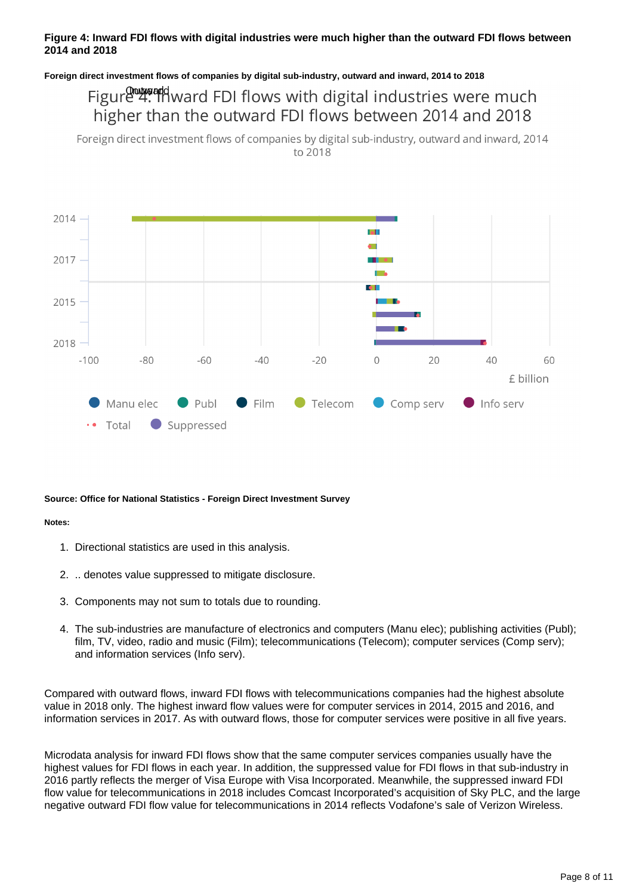**Figure 4: Inward FDI flows with digital industries were much higher than the outward FDI flows between 2014 and 2018**

**Foreign direct investment flows of companies by digital sub-industry, outward and inward, 2014 to 2018**

**Source: Office for National Statistics - Foreign Direct Investment Survey**

**Notes:**

1. Directional statistics are used in this analysis.
2. .. denotes value suppressed to mitigate disclosure.
3. Components may not sum to totals due to rounding.
4. The sub-industries are manufacture of electronics and computers (Manu elec); publishing activities (Publ); film, TV, video, radio and music (Film); telecommunications (Telecom); computer services (Comp serv); and information services (Info serv).

Compared with outward flows, inward FDI flows with telecommunications companies had the highest absolute value in 2018 only. The highest inward flow values were for computer services in 2014, 2015 and 2016, and information services in 2017. As with outward flows, those for computer services were positive in all five years.

Microdata analysis for inward FDI flows show that the same computer services companies usually have the highest values for FDI flows in each year. In addition, the suppressed value for FDI flows in that sub-industry in 2016 partly reflects the merger of Visa Europe with Visa Incorporated. Meanwhile, the suppressed inward FDI flow value for telecommunications in 2018 includes Comcast Incorporated’s acquisition of Sky PLC, and the large negative outward FDI flow value for telecommunications in 2014 reflects Vodafone’s sale of Verizon Wireless.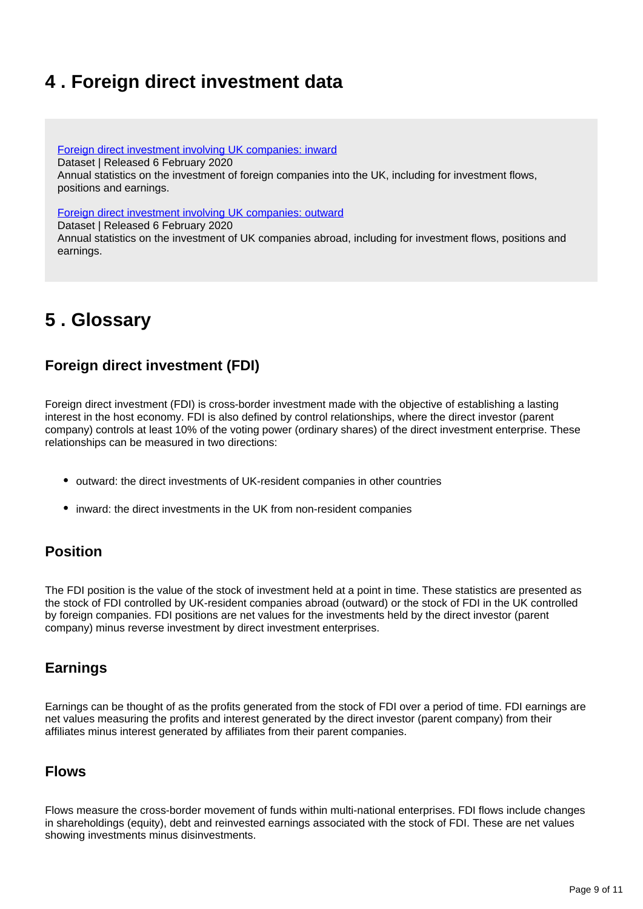## 4 . Foreign direct investment data

[Foreign direct investment involving UK companies: inward](#)
Dataset | Released 6 February 2020
Annual statistics on the investment of foreign companies into the UK, including for investment flows, positions and earnings.

[Foreign direct investment involving UK companies: outward](#)
Dataset | Released 6 February 2020
Annual statistics on the investment of UK companies abroad, including for investment flows, positions and earnings.

## 5 . Glossary

### Foreign direct investment (FDI)

Foreign direct investment (FDI) is cross-border investment made with the objective of establishing a lasting interest in the host economy. FDI is also defined by control relationships, where the direct investor (parent company) controls at least 10% of the voting power (ordinary shares) of the direct investment enterprise. These relationships can be measured in two directions:

- outward: the direct investments of UK-resident companies in other countries
- inward: the direct investments in the UK from non-resident companies

### Position

The FDI position is the value of the stock of investment held at a point in time. These statistics are presented as the stock of FDI controlled by UK-resident companies abroad (outward) or the stock of FDI in the UK controlled by foreign companies. FDI positions are net values for the investments held by the direct investor (parent company) minus reverse investment by direct investment enterprises.

### Earnings

Earnings can be thought of as the profits generated from the stock of FDI over a period of time. FDI earnings are net values measuring the profits and interest generated by the direct investor (parent company) from their affiliates minus interest generated by affiliates from their parent companies.

### Flows

Flows measure the cross-border movement of funds within multi-national enterprises. FDI flows include changes in shareholdings (equity), debt and reinvested earnings associated with the stock of FDI. These are net values showing investments minus disinvestments.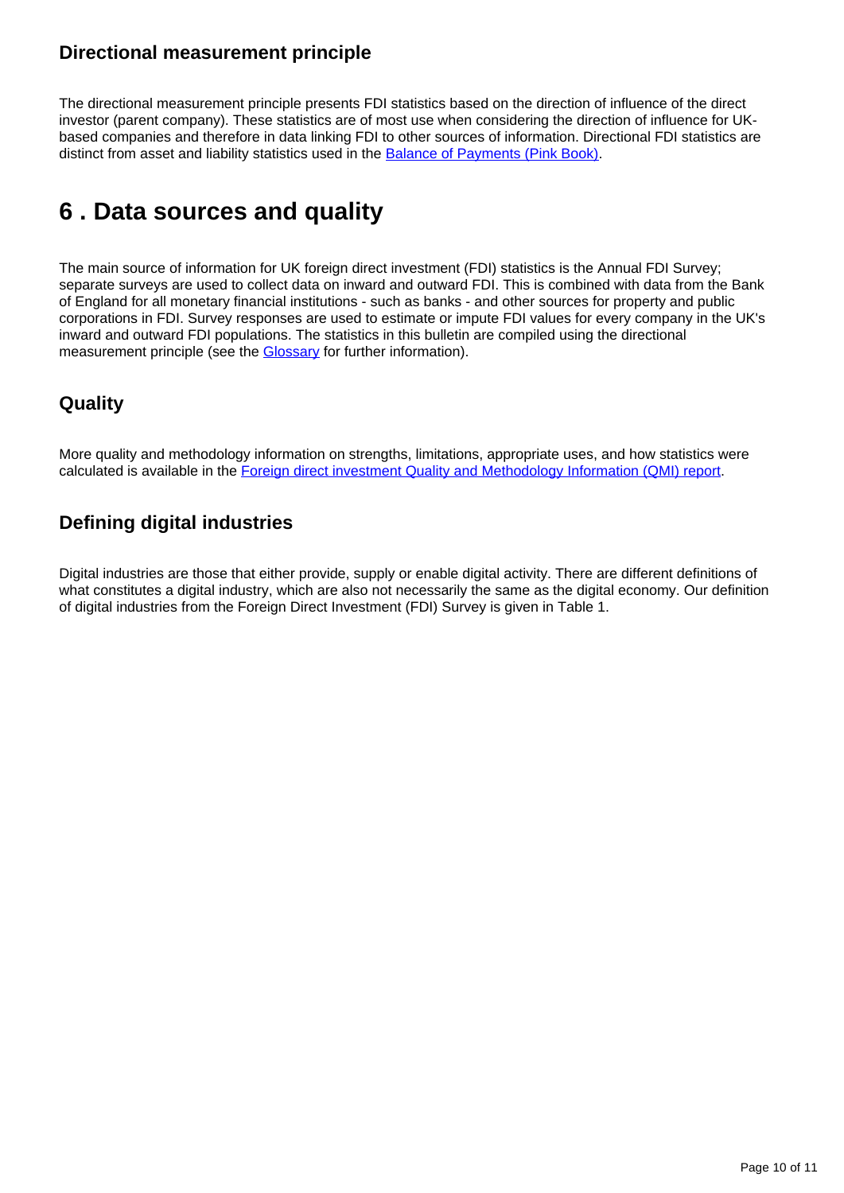### Directional measurement principle

The directional measurement principle presents FDI statistics based on the direction of influence of the direct investor (parent company). These statistics are of most use when considering the direction of influence for UK-based companies and therefore in data linking FDI to other sources of information. Directional FDI statistics are distinct from asset and liability statistics used in the [Balance of Payments (Pink Book)](#).

## 6 . Data sources and quality

The main source of information for UK foreign direct investment (FDI) statistics is the Annual FDI Survey; separate surveys are used to collect data on inward and outward FDI. This is combined with data from the Bank of England for all monetary financial institutions - such as banks - and other sources for property and public corporations in FDI. Survey responses are used to estimate or impute FDI values for every company in the UK's inward and outward FDI populations. The statistics in this bulletin are compiled using the directional measurement principle (see the [Glossary](#) for further information).

### Quality

More quality and methodology information on strengths, limitations, appropriate uses, and how statistics were calculated is available in the [Foreign direct investment Quality and Methodology Information (QMI) report](#).

### Defining digital industries

Digital industries are those that either provide, supply or enable digital activity. There are different definitions of what constitutes a digital industry, which are also not necessarily the same as the digital economy. Our definition of digital industries from the Foreign Direct Investment (FDI) Survey is given in Table 1.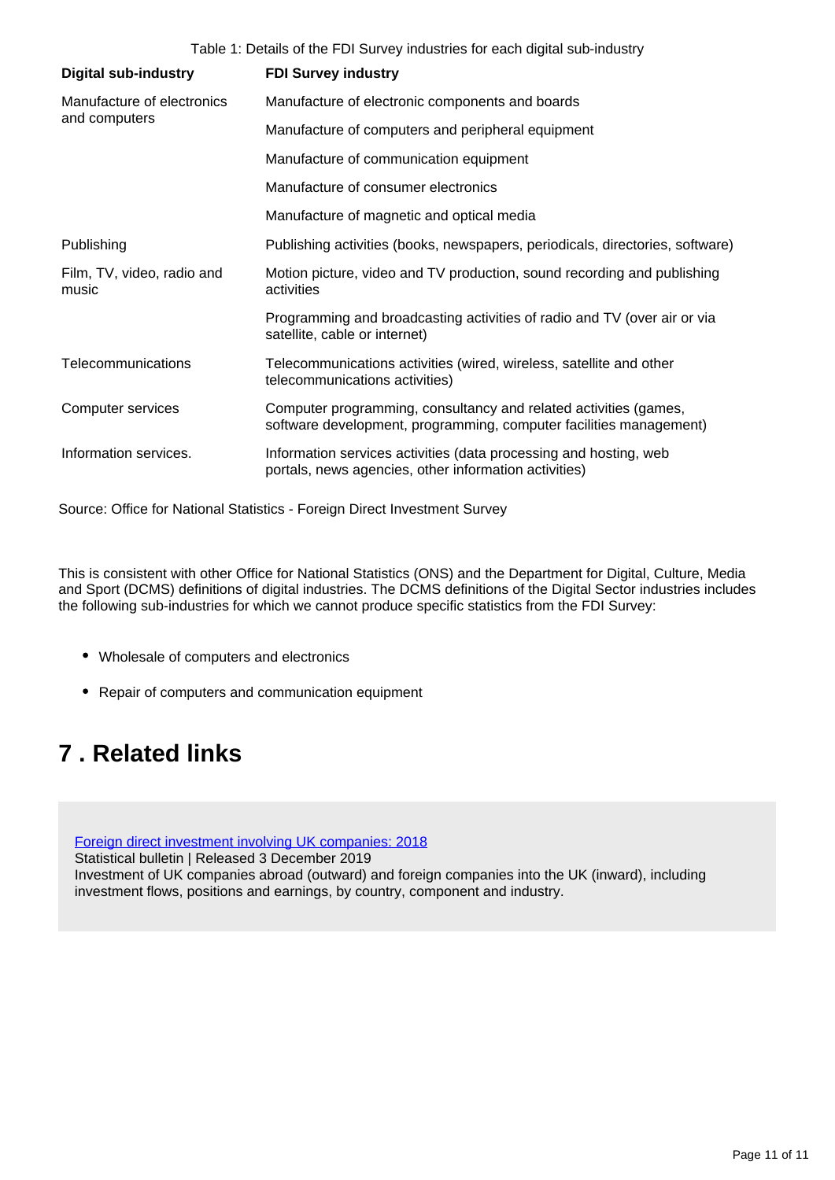Table 1: Details of the FDI Survey industries for each digital sub-industry

| Digital sub-industry | FDI Survey industry |
| --- | --- |
| Manufacture of electronics and computers | Manufacture of electronic components and boards |
| | Manufacture of computers and peripheral equipment |
| | Manufacture of communication equipment |
| | Manufacture of consumer electronics |
| | Manufacture of magnetic and optical media |
| Publishing | Publishing activities (books, newspapers, periodicals, directories, software) |
| Film, TV, video, radio and music | Motion picture, video and TV production, sound recording and publishing activities |
| | Programming and broadcasting activities of radio and TV (over air or via satellite, cable or internet) |
| Telecommunications | Telecommunications activities (wired, wireless, satellite and other telecommunications activities) |
| Computer services | Computer programming, consultancy and related activities (games, software development, programming, computer facilities management) |
| Information services. | Information services activities (data processing and hosting, web portals, news agencies, other information activities) |

Source: Office for National Statistics - Foreign Direct Investment Survey

This is consistent with other Office for National Statistics (ONS) and the Department for Digital, Culture, Media and Sport (DCMS) definitions of digital industries. The DCMS definitions of the Digital Sector industries includes the following sub-industries for which we cannot produce specific statistics from the FDI Survey:

- Wholesale of computers and electronics
- Repair of computers and communication equipment

## 7 . Related links

Foreign direct investment involving UK companies: 2018
Statistical bulletin | Released 3 December 2019
Investment of UK companies abroad (outward) and foreign companies into the UK (inward), including investment flows, positions and earnings, by country, component and industry.